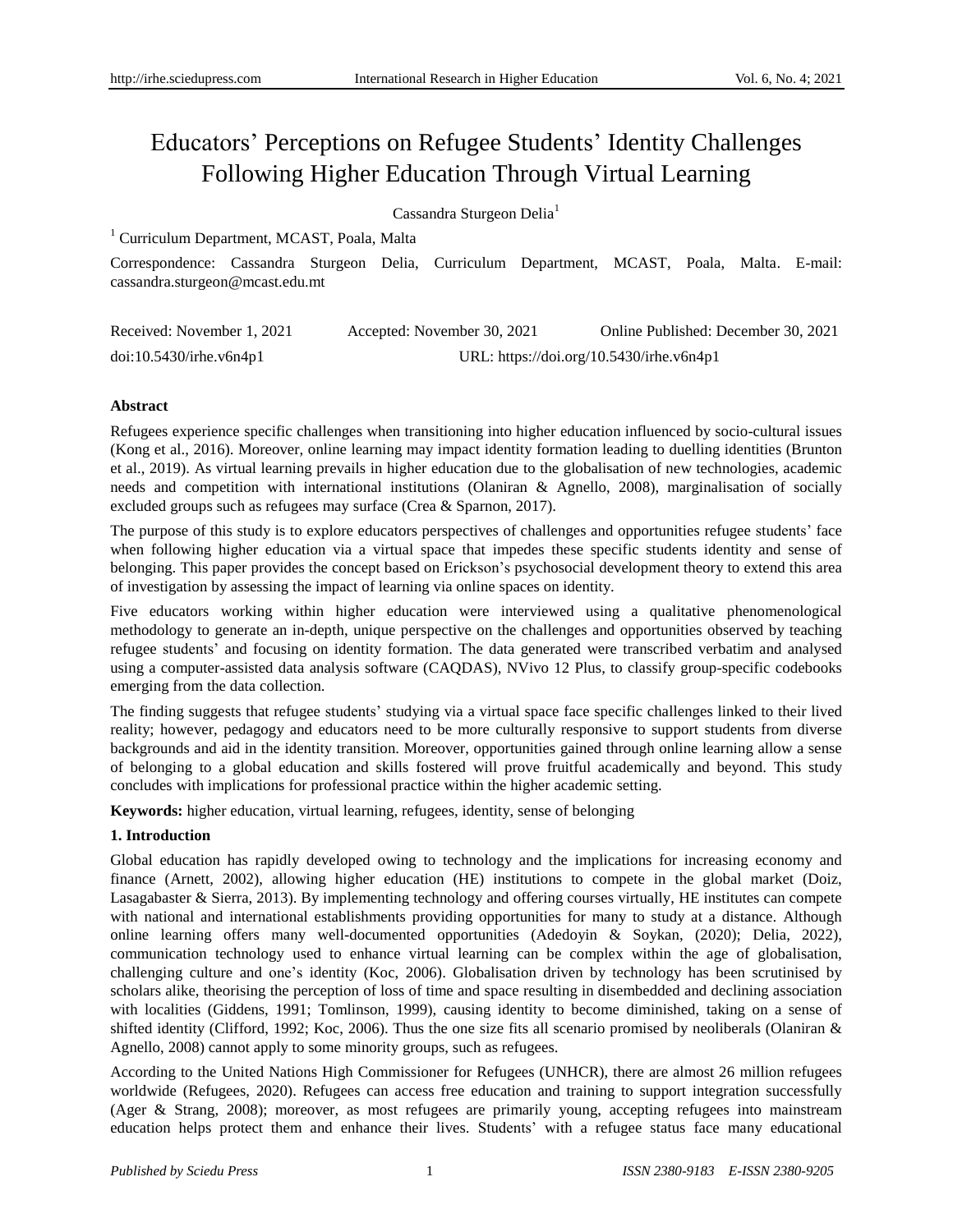# Educators' Perceptions on Refugee Students' Identity Challenges Following Higher Education Through Virtual Learning

Cassandra Sturgeon Delia[1]

[1] Curriculum Department, MCAST, Poala, Malta

Correspondence: Cassandra Sturgeon Delia, Curriculum Department, MCAST, Poala, Malta. E-mail: cassandra.sturgeon@mcast.edu.mt

Received: November 1, 2021 Accepted: November 30, 2021 Online Published: December 30, 2021

doi:10.5430/irhe.v6n4p1 URL: https://doi.org/10.5430/irhe.v6n4p1

**Abstract**

Refugees experience specific challenges when transitioning into higher education influenced by socio-cultural issues (Kong et al., 2016). Moreover, online learning may impact identity formation leading to duelling identities (Brunton et al., 2019). As virtual learning prevails in higher education due to the globalisation of new technologies, academic needs and competition with international institutions (Olaniran & Agnello, 2008), marginalisation of socially excluded groups such as refugees may surface (Crea & Sparnon, 2017).

The purpose of this study is to explore educators perspectives of challenges and opportunities refugee students' face when following higher education via a virtual space that impedes these specific students identity and sense of belonging. This paper provides the concept based on Erickson's psychosocial development theory to extend this area of investigation by assessing the impact of learning via online spaces on identity.

Five educators working within higher education were interviewed using a qualitative phenomenological methodology to generate an in-depth, unique perspective on the challenges and opportunities observed by teaching refugee students' and focusing on identity formation. The data generated were transcribed verbatim and analysed using a computer-assisted data analysis software (CAQDAS), NVivo 12 Plus, to classify group-specific codebooks emerging from the data collection.

The finding suggests that refugee students' studying via a virtual space face specific challenges linked to their lived reality; however, pedagogy and educators need to be more culturally responsive to support students from diverse backgrounds and aid in the identity transition. Moreover, opportunities gained through online learning allow a sense of belonging to a global education and skills fostered will prove fruitful academically and beyond. This study concludes with implications for professional practice within the higher academic setting.

**Keywords:** higher education, virtual learning, refugees, identity, sense of belonging

## 1. Introduction

Global education has rapidly developed owing to technology and the implications for increasing economy and finance (Arnett, 2002), allowing higher education (HE) institutions to compete in the global market (Doiz, Lasagabaster & Sierra, 2013). By implementing technology and offering courses virtually, HE institutes can compete with national and international establishments providing opportunities for many to study at a distance. Although online learning offers many well-documented opportunities (Adedoyin & Soykan, (2020); Delia, 2022), communication technology used to enhance virtual learning can be complex within the age of globalisation, challenging culture and one's identity (Koc, 2006). Globalisation driven by technology has been scrutinised by scholars alike, theorising the perception of loss of time and space resulting in disembedded and declining association with localities (Giddens, 1991; Tomlinson, 1999), causing identity to become diminished, taking on a sense of shifted identity (Clifford, 1992; Koc, 2006). Thus the one size fits all scenario promised by neoliberals (Olaniran & Agnello, 2008) cannot apply to some minority groups, such as refugees.

According to the United Nations High Commissioner for Refugees (UNHCR), there are almost 26 million refugees worldwide (Refugees, 2020). Refugees can access free education and training to support integration successfully (Ager & Strang, 2008); moreover, as most refugees are primarily young, accepting refugees into mainstream education helps protect them and enhance their lives. Students' with a refugee status face many educational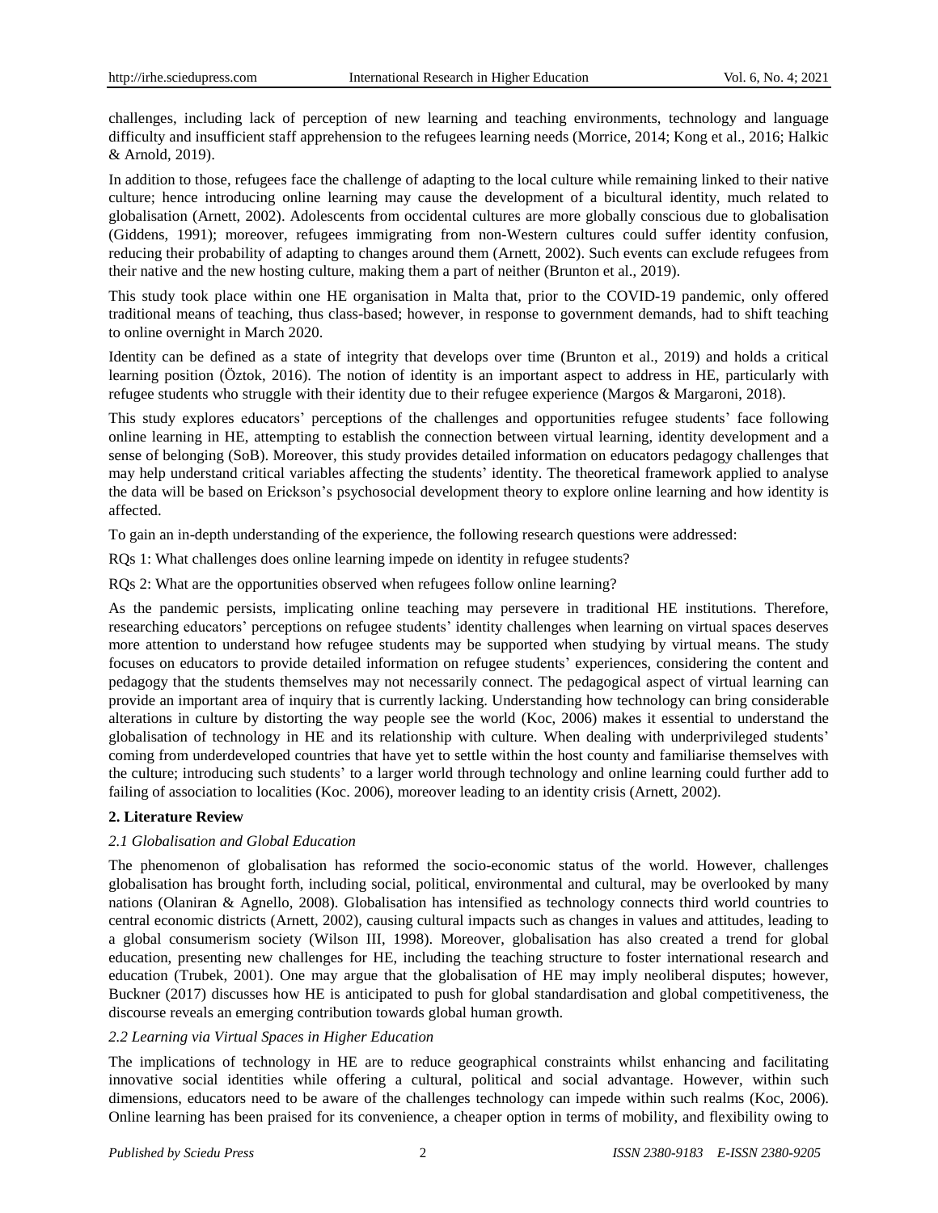challenges, including lack of perception of new learning and teaching environments, technology and language difficulty and insufficient staff apprehension to the refugees learning needs (Morrice, 2014; Kong et al., 2016; Halkic & Arnold, 2019).

In addition to those, refugees face the challenge of adapting to the local culture while remaining linked to their native culture; hence introducing online learning may cause the development of a bicultural identity, much related to globalisation (Arnett, 2002). Adolescents from occidental cultures are more globally conscious due to globalisation (Giddens, 1991); moreover, refugees immigrating from non-Western cultures could suffer identity confusion, reducing their probability of adapting to changes around them (Arnett, 2002). Such events can exclude refugees from their native and the new hosting culture, making them a part of neither (Brunton et al., 2019).

This study took place within one HE organisation in Malta that, prior to the COVID-19 pandemic, only offered traditional means of teaching, thus class-based; however, in response to government demands, had to shift teaching to online overnight in March 2020.

Identity can be defined as a state of integrity that develops over time (Brunton et al., 2019) and holds a critical learning position (Öztok, 2016). The notion of identity is an important aspect to address in HE, particularly with refugee students who struggle with their identity due to their refugee experience (Margos & Margaroni, 2018).

This study explores educators' perceptions of the challenges and opportunities refugee students' face following online learning in HE, attempting to establish the connection between virtual learning, identity development and a sense of belonging (SoB). Moreover, this study provides detailed information on educators pedagogy challenges that may help understand critical variables affecting the students' identity. The theoretical framework applied to analyse the data will be based on Erickson's psychosocial development theory to explore online learning and how identity is affected.

To gain an in-depth understanding of the experience, the following research questions were addressed:

RQs 1: What challenges does online learning impede on identity in refugee students?

RQs 2: What are the opportunities observed when refugees follow online learning?

As the pandemic persists, implicating online teaching may persevere in traditional HE institutions. Therefore, researching educators' perceptions on refugee students' identity challenges when learning on virtual spaces deserves more attention to understand how refugee students may be supported when studying by virtual means. The study focuses on educators to provide detailed information on refugee students' experiences, considering the content and pedagogy that the students themselves may not necessarily connect. The pedagogical aspect of virtual learning can provide an important area of inquiry that is currently lacking. Understanding how technology can bring considerable alterations in culture by distorting the way people see the world (Koc, 2006) makes it essential to understand the globalisation of technology in HE and its relationship with culture. When dealing with underprivileged students' coming from underdeveloped countries that have yet to settle within the host county and familiarise themselves with the culture; introducing such students' to a larger world through technology and online learning could further add to failing of association to localities (Koc. 2006), moreover leading to an identity crisis (Arnett, 2002).

## 2. Literature Review

### *2.1 Globalisation and Global Education*

The phenomenon of globalisation has reformed the socio-economic status of the world. However, challenges globalisation has brought forth, including social, political, environmental and cultural, may be overlooked by many nations (Olaniran & Agnello, 2008). Globalisation has intensified as technology connects third world countries to central economic districts (Arnett, 2002), causing cultural impacts such as changes in values and attitudes, leading to a global consumerism society (Wilson III, 1998). Moreover, globalisation has also created a trend for global education, presenting new challenges for HE, including the teaching structure to foster international research and education (Trubek, 2001). One may argue that the globalisation of HE may imply neoliberal disputes; however, Buckner (2017) discusses how HE is anticipated to push for global standardisation and global competitiveness, the discourse reveals an emerging contribution towards global human growth.

### *2.2 Learning via Virtual Spaces in Higher Education*

The implications of technology in HE are to reduce geographical constraints whilst enhancing and facilitating innovative social identities while offering a cultural, political and social advantage. However, within such dimensions, educators need to be aware of the challenges technology can impede within such realms (Koc, 2006). Online learning has been praised for its convenience, a cheaper option in terms of mobility, and flexibility owing to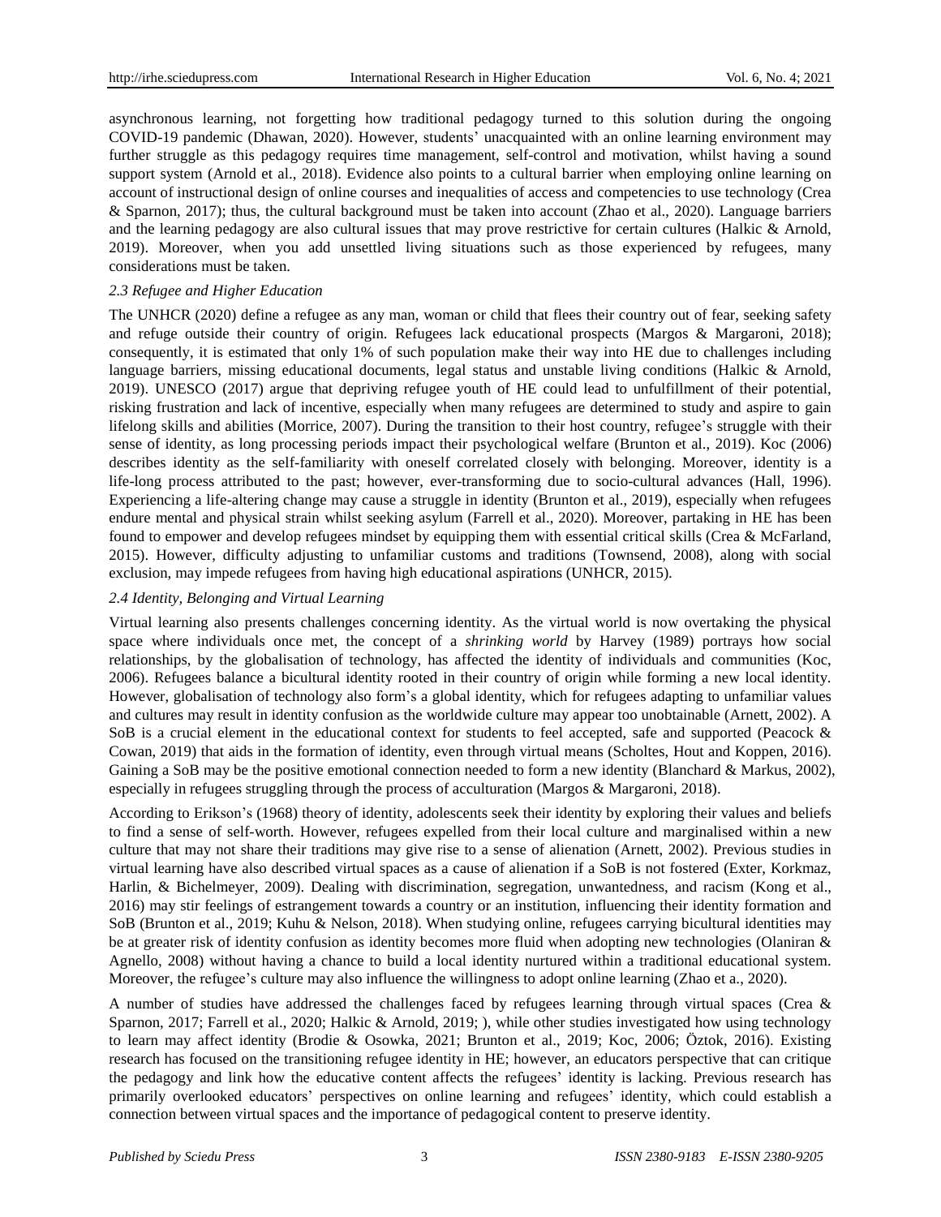asynchronous learning, not forgetting how traditional pedagogy turned to this solution during the ongoing COVID-19 pandemic (Dhawan, 2020). However, students' unacquainted with an online learning environment may further struggle as this pedagogy requires time management, self-control and motivation, whilst having a sound support system (Arnold et al., 2018). Evidence also points to a cultural barrier when employing online learning on account of instructional design of online courses and inequalities of access and competencies to use technology (Crea & Sparnon, 2017); thus, the cultural background must be taken into account (Zhao et al., 2020). Language barriers and the learning pedagogy are also cultural issues that may prove restrictive for certain cultures (Halkic & Arnold, 2019). Moreover, when you add unsettled living situations such as those experienced by refugees, many considerations must be taken.

### *2.3 Refugee and Higher Education*

The UNHCR (2020) define a refugee as any man, woman or child that flees their country out of fear, seeking safety and refuge outside their country of origin. Refugees lack educational prospects (Margos & Margaroni, 2018); consequently, it is estimated that only 1% of such population make their way into HE due to challenges including language barriers, missing educational documents, legal status and unstable living conditions (Halkic & Arnold, 2019). UNESCO (2017) argue that depriving refugee youth of HE could lead to unfulfillment of their potential, risking frustration and lack of incentive, especially when many refugees are determined to study and aspire to gain lifelong skills and abilities (Morrice, 2007). During the transition to their host country, refugee's struggle with their sense of identity, as long processing periods impact their psychological welfare (Brunton et al., 2019). Koc (2006) describes identity as the self-familiarity with oneself correlated closely with belonging. Moreover, identity is a life-long process attributed to the past; however, ever-transforming due to socio-cultural advances (Hall, 1996). Experiencing a life-altering change may cause a struggle in identity (Brunton et al., 2019), especially when refugees endure mental and physical strain whilst seeking asylum (Farrell et al., 2020). Moreover, partaking in HE has been found to empower and develop refugees mindset by equipping them with essential critical skills (Crea & McFarland, 2015). However, difficulty adjusting to unfamiliar customs and traditions (Townsend, 2008), along with social exclusion, may impede refugees from having high educational aspirations (UNHCR, 2015).

### *2.4 Identity, Belonging and Virtual Learning*

Virtual learning also presents challenges concerning identity. As the virtual world is now overtaking the physical space where individuals once met, the concept of a *shrinking world* by Harvey (1989) portrays how social relationships, by the globalisation of technology, has affected the identity of individuals and communities (Koc, 2006). Refugees balance a bicultural identity rooted in their country of origin while forming a new local identity. However, globalisation of technology also form's a global identity, which for refugees adapting to unfamiliar values and cultures may result in identity confusion as the worldwide culture may appear too unobtainable (Arnett, 2002). A SoB is a crucial element in the educational context for students to feel accepted, safe and supported (Peacock & Cowan, 2019) that aids in the formation of identity, even through virtual means (Scholtes, Hout and Koppen, 2016). Gaining a SoB may be the positive emotional connection needed to form a new identity (Blanchard & Markus, 2002), especially in refugees struggling through the process of acculturation (Margos & Margaroni, 2018).

According to Erikson's (1968) theory of identity, adolescents seek their identity by exploring their values and beliefs to find a sense of self-worth. However, refugees expelled from their local culture and marginalised within a new culture that may not share their traditions may give rise to a sense of alienation (Arnett, 2002). Previous studies in virtual learning have also described virtual spaces as a cause of alienation if a SoB is not fostered (Exter, Korkmaz, Harlin, & Bichelmeyer, 2009). Dealing with discrimination, segregation, unwantedness, and racism (Kong et al., 2016) may stir feelings of estrangement towards a country or an institution, influencing their identity formation and SoB (Brunton et al., 2019; Kuhu & Nelson, 2018). When studying online, refugees carrying bicultural identities may be at greater risk of identity confusion as identity becomes more fluid when adopting new technologies (Olaniran & Agnello, 2008) without having a chance to build a local identity nurtured within a traditional educational system. Moreover, the refugee's culture may also influence the willingness to adopt online learning (Zhao et a., 2020).

A number of studies have addressed the challenges faced by refugees learning through virtual spaces (Crea & Sparnon, 2017; Farrell et al., 2020; Halkic & Arnold, 2019; ), while other studies investigated how using technology to learn may affect identity (Brodie & Osowka, 2021; Brunton et al., 2019; Koc, 2006; Öztok, 2016). Existing research has focused on the transitioning refugee identity in HE; however, an educators perspective that can critique the pedagogy and link how the educative content affects the refugees' identity is lacking. Previous research has primarily overlooked educators' perspectives on online learning and refugees' identity, which could establish a connection between virtual spaces and the importance of pedagogical content to preserve identity.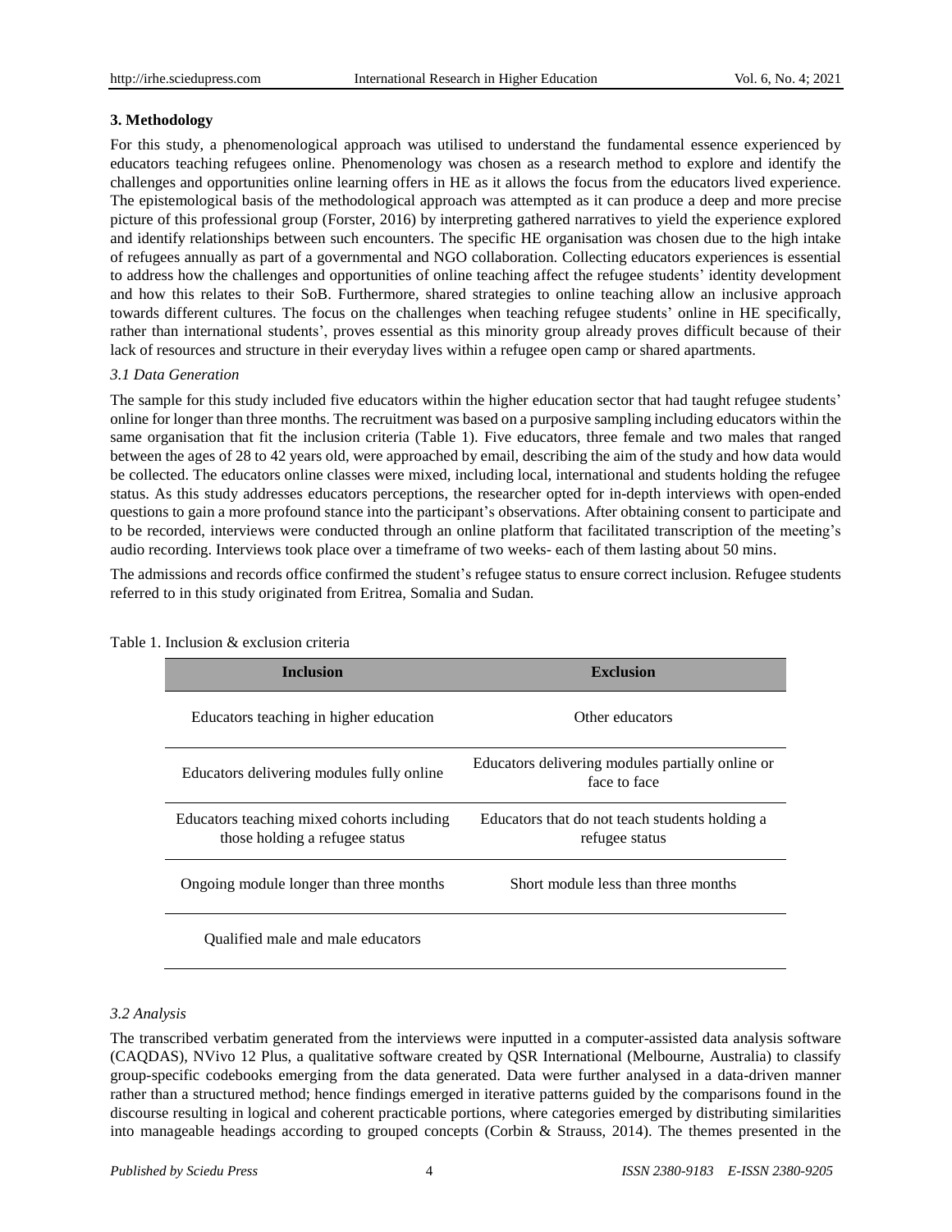## 3. Methodology

For this study, a phenomenological approach was utilised to understand the fundamental essence experienced by educators teaching refugees online. Phenomenology was chosen as a research method to explore and identify the challenges and opportunities online learning offers in HE as it allows the focus from the educators lived experience. The epistemological basis of the methodological approach was attempted as it can produce a deep and more precise picture of this professional group (Forster, 2016) by interpreting gathered narratives to yield the experience explored and identify relationships between such encounters. The specific HE organisation was chosen due to the high intake of refugees annually as part of a governmental and NGO collaboration. Collecting educators experiences is essential to address how the challenges and opportunities of online teaching affect the refugee students' identity development and how this relates to their SoB. Furthermore, shared strategies to online teaching allow an inclusive approach towards different cultures. The focus on the challenges when teaching refugee students' online in HE specifically, rather than international students', proves essential as this minority group already proves difficult because of their lack of resources and structure in their everyday lives within a refugee open camp or shared apartments.

### *3.1 Data Generation*

The sample for this study included five educators within the higher education sector that had taught refugee students' online for longer than three months. The recruitment was based on a purposive sampling including educators within the same organisation that fit the inclusion criteria (Table 1). Five educators, three female and two males that ranged between the ages of 28 to 42 years old, were approached by email, describing the aim of the study and how data would be collected. The educators online classes were mixed, including local, international and students holding the refugee status. As this study addresses educators perceptions, the researcher opted for in-depth interviews with open-ended questions to gain a more profound stance into the participant's observations. After obtaining consent to participate and to be recorded, interviews were conducted through an online platform that facilitated transcription of the meeting's audio recording. Interviews took place over a timeframe of two weeks- each of them lasting about 50 mins.

The admissions and records office confirmed the student's refugee status to ensure correct inclusion. Refugee students referred to in this study originated from Eritrea, Somalia and Sudan.

Table 1. Inclusion & exclusion criteria

| Inclusion | Exclusion |
|---|---|
| Educators teaching in higher education | Other educators |
| Educators delivering modules fully online | Educators delivering modules partially online or face to face |
| Educators teaching mixed cohorts including those holding a refugee status | Educators that do not teach students holding a refugee status |
| Ongoing module longer than three months | Short module less than three months |
| Qualified male and male educators | |

### *3.2 Analysis*

The transcribed verbatim generated from the interviews were inputted in a computer-assisted data analysis software (CAQDAS), NVivo 12 Plus, a qualitative software created by QSR International (Melbourne, Australia) to classify group-specific codebooks emerging from the data generated. Data were further analysed in a data-driven manner rather than a structured method; hence findings emerged in iterative patterns guided by the comparisons found in the discourse resulting in logical and coherent practicable portions, where categories emerged by distributing similarities into manageable headings according to grouped concepts (Corbin & Strauss, 2014). The themes presented in the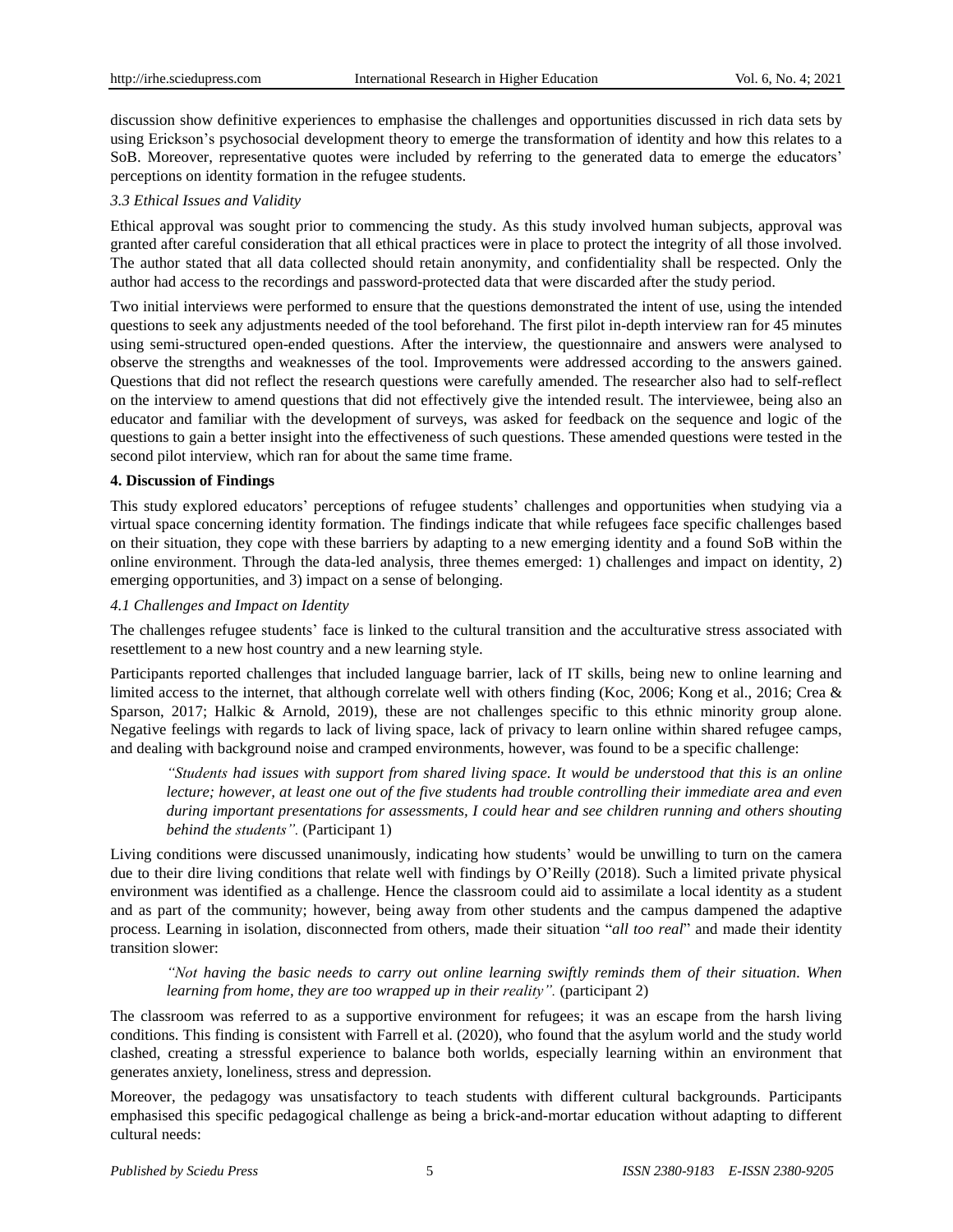discussion show definitive experiences to emphasise the challenges and opportunities discussed in rich data sets by using Erickson's psychosocial development theory to emerge the transformation of identity and how this relates to a SoB. Moreover, representative quotes were included by referring to the generated data to emerge the educators' perceptions on identity formation in the refugee students.

### *3.3 Ethical Issues and Validity*

Ethical approval was sought prior to commencing the study. As this study involved human subjects, approval was granted after careful consideration that all ethical practices were in place to protect the integrity of all those involved. The author stated that all data collected should retain anonymity, and confidentiality shall be respected. Only the author had access to the recordings and password-protected data that were discarded after the study period.

Two initial interviews were performed to ensure that the questions demonstrated the intent of use, using the intended questions to seek any adjustments needed of the tool beforehand. The first pilot in-depth interview ran for 45 minutes using semi-structured open-ended questions. After the interview, the questionnaire and answers were analysed to observe the strengths and weaknesses of the tool. Improvements were addressed according to the answers gained. Questions that did not reflect the research questions were carefully amended. The researcher also had to self-reflect on the interview to amend questions that did not effectively give the intended result. The interviewee, being also an educator and familiar with the development of surveys, was asked for feedback on the sequence and logic of the questions to gain a better insight into the effectiveness of such questions. These amended questions were tested in the second pilot interview, which ran for about the same time frame.

## 4. Discussion of Findings

This study explored educators' perceptions of refugee students' challenges and opportunities when studying via a virtual space concerning identity formation. The findings indicate that while refugees face specific challenges based on their situation, they cope with these barriers by adapting to a new emerging identity and a found SoB within the online environment. Through the data-led analysis, three themes emerged: 1) challenges and impact on identity, 2) emerging opportunities, and 3) impact on a sense of belonging.

### *4.1 Challenges and Impact on Identity*

The challenges refugee students' face is linked to the cultural transition and the acculturative stress associated with resettlement to a new host country and a new learning style.

Participants reported challenges that included language barrier, lack of IT skills, being new to online learning and limited access to the internet, that although correlate well with others finding (Koc, 2006; Kong et al., 2016; Crea & Sparson, 2017; Halkic & Arnold, 2019), these are not challenges specific to this ethnic minority group alone. Negative feelings with regards to lack of living space, lack of privacy to learn online within shared refugee camps, and dealing with background noise and cramped environments, however, was found to be a specific challenge:

> *"Students had issues with support from shared living space. It would be understood that this is an online lecture; however, at least one out of the five students had trouble controlling their immediate area and even during important presentations for assessments, I could hear and see children running and others shouting behind the students".* (Participant 1)

Living conditions were discussed unanimously, indicating how students' would be unwilling to turn on the camera due to their dire living conditions that relate well with findings by O'Reilly (2018). Such a limited private physical environment was identified as a challenge. Hence the classroom could aid to assimilate a local identity as a student and as part of the community; however, being away from other students and the campus dampened the adaptive process. Learning in isolation, disconnected from others, made their situation "*all too real*" and made their identity transition slower:

> *"Not having the basic needs to carry out online learning swiftly reminds them of their situation. When learning from home, they are too wrapped up in their reality".* (participant 2)

The classroom was referred to as a supportive environment for refugees; it was an escape from the harsh living conditions. This finding is consistent with Farrell et al. (2020), who found that the asylum world and the study world clashed, creating a stressful experience to balance both worlds, especially learning within an environment that generates anxiety, loneliness, stress and depression.

Moreover, the pedagogy was unsatisfactory to teach students with different cultural backgrounds. Participants emphasised this specific pedagogical challenge as being a brick-and-mortar education without adapting to different cultural needs: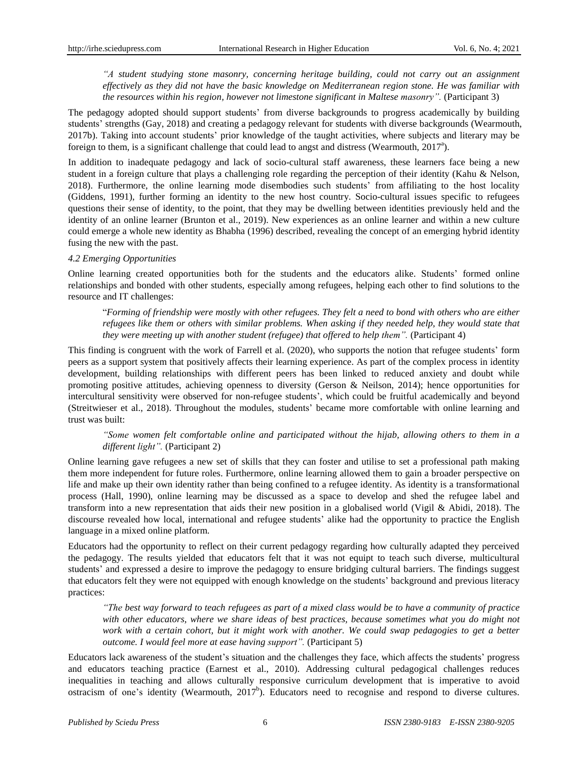*"A student studying stone masonry, concerning heritage building, could not carry out an assignment effectively as they did not have the basic knowledge on Mediterranean region stone. He was familiar with the resources within his region, however not limestone significant in Maltese masonry".* (Participant 3)

The pedagogy adopted should support students' from diverse backgrounds to progress academically by building students' strengths (Gay, 2018) and creating a pedagogy relevant for students with diverse backgrounds (Wearmouth, 2017b). Taking into account students' prior knowledge of the taught activities, where subjects and literary may be foreign to them, is a significant challenge that could lead to angst and distress (Wearmouth, 2017[a]).

In addition to inadequate pedagogy and lack of socio-cultural staff awareness, these learners face being a new student in a foreign culture that plays a challenging role regarding the perception of their identity (Kahu & Nelson, 2018). Furthermore, the online learning mode disembodies such students' from affiliating to the host locality (Giddens, 1991), further forming an identity to the new host country. Socio-cultural issues specific to refugees questions their sense of identity, to the point, that they may be dwelling between identities previously held and the identity of an online learner (Brunton et al., 2019). New experiences as an online learner and within a new culture could emerge a whole new identity as Bhabha (1996) described, revealing the concept of an emerging hybrid identity fusing the new with the past.

*4.2 Emerging Opportunities*

Online learning created opportunities both for the students and the educators alike. Students' formed online relationships and bonded with other students, especially among refugees, helping each other to find solutions to the resource and IT challenges:

"*Forming of friendship were mostly with other refugees. They felt a need to bond with others who are either refugees like them or others with similar problems. When asking if they needed help, they would state that they were meeting up with another student (refugee) that offered to help them".* (Participant 4)

This finding is congruent with the work of Farrell et al. (2020), who supports the notion that refugee students' form peers as a support system that positively affects their learning experience. As part of the complex process in identity development, building relationships with different peers has been linked to reduced anxiety and doubt while promoting positive attitudes, achieving openness to diversity (Gerson & Neilson, 2014); hence opportunities for intercultural sensitivity were observed for non-refugee students', which could be fruitful academically and beyond (Streitwieser et al., 2018). Throughout the modules, students' became more comfortable with online learning and trust was built:

*"Some women felt comfortable online and participated without the hijab, allowing others to them in a different light".* (Participant 2)

Online learning gave refugees a new set of skills that they can foster and utilise to set a professional path making them more independent for future roles. Furthermore, online learning allowed them to gain a broader perspective on life and make up their own identity rather than being confined to a refugee identity. As identity is a transformational process (Hall, 1990), online learning may be discussed as a space to develop and shed the refugee label and transform into a new representation that aids their new position in a globalised world (Vigil & Abidi, 2018). The discourse revealed how local, international and refugee students' alike had the opportunity to practice the English language in a mixed online platform.

Educators had the opportunity to reflect on their current pedagogy regarding how culturally adapted they perceived the pedagogy. The results yielded that educators felt that it was not equipt to teach such diverse, multicultural students' and expressed a desire to improve the pedagogy to ensure bridging cultural barriers. The findings suggest that educators felt they were not equipped with enough knowledge on the students' background and previous literacy practices:

*"The best way forward to teach refugees as part of a mixed class would be to have a community of practice with other educators, where we share ideas of best practices, because sometimes what you do might not work with a certain cohort, but it might work with another. We could swap pedagogies to get a better outcome. I would feel more at ease having support".* (Participant 5)

Educators lack awareness of the student's situation and the challenges they face, which affects the students' progress and educators teaching practice (Earnest et al., 2010). Addressing cultural pedagogical challenges reduces inequalities in teaching and allows culturally responsive curriculum development that is imperative to avoid ostracism of one's identity (Wearmouth, 2017[b]). Educators need to recognise and respond to diverse cultures.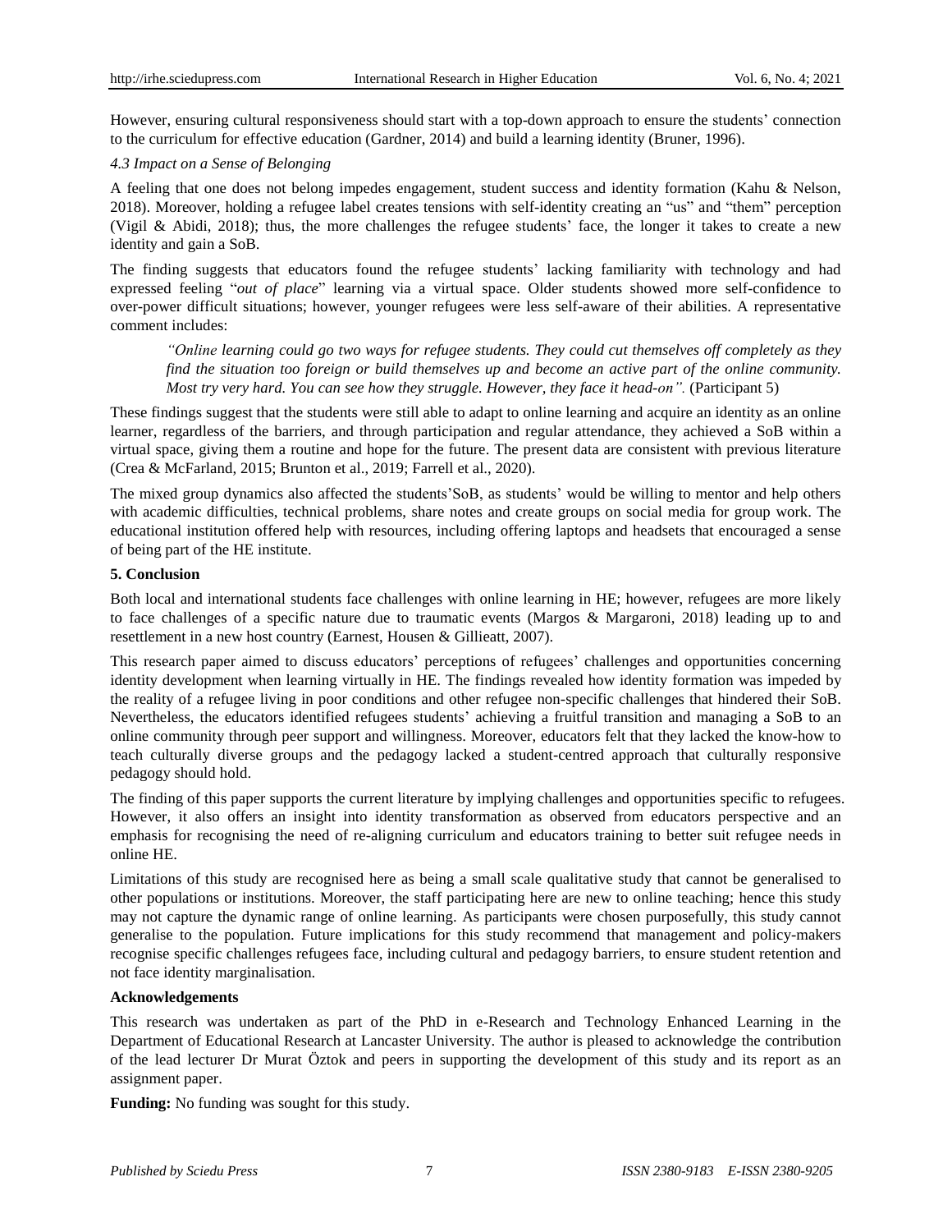However, ensuring cultural responsiveness should start with a top-down approach to ensure the students' connection to the curriculum for effective education (Gardner, 2014) and build a learning identity (Bruner, 1996).

### *4.3 Impact on a Sense of Belonging*

A feeling that one does not belong impedes engagement, student success and identity formation (Kahu & Nelson, 2018). Moreover, holding a refugee label creates tensions with self-identity creating an "us" and "them" perception (Vigil & Abidi, 2018); thus, the more challenges the refugee students' face, the longer it takes to create a new identity and gain a SoB.

The finding suggests that educators found the refugee students' lacking familiarity with technology and had expressed feeling "*out of place*" learning via a virtual space. Older students showed more self-confidence to over-power difficult situations; however, younger refugees were less self-aware of their abilities. A representative comment includes:

> *"Online learning could go two ways for refugee students. They could cut themselves off completely as they find the situation too foreign or build themselves up and become an active part of the online community. Most try very hard. You can see how they struggle. However, they face it head-on".* (Participant 5)

These findings suggest that the students were still able to adapt to online learning and acquire an identity as an online learner, regardless of the barriers, and through participation and regular attendance, they achieved a SoB within a virtual space, giving them a routine and hope for the future. The present data are consistent with previous literature (Crea & McFarland, 2015; Brunton et al., 2019; Farrell et al., 2020).

The mixed group dynamics also affected the students'SoB, as students' would be willing to mentor and help others with academic difficulties, technical problems, share notes and create groups on social media for group work. The educational institution offered help with resources, including offering laptops and headsets that encouraged a sense of being part of the HE institute.

## 5. Conclusion

Both local and international students face challenges with online learning in HE; however, refugees are more likely to face challenges of a specific nature due to traumatic events (Margos & Margaroni, 2018) leading up to and resettlement in a new host country (Earnest, Housen & Gillieatt, 2007).

This research paper aimed to discuss educators' perceptions of refugees' challenges and opportunities concerning identity development when learning virtually in HE. The findings revealed how identity formation was impeded by the reality of a refugee living in poor conditions and other refugee non-specific challenges that hindered their SoB. Nevertheless, the educators identified refugees students' achieving a fruitful transition and managing a SoB to an online community through peer support and willingness. Moreover, educators felt that they lacked the know-how to teach culturally diverse groups and the pedagogy lacked a student-centred approach that culturally responsive pedagogy should hold.

The finding of this paper supports the current literature by implying challenges and opportunities specific to refugees. However, it also offers an insight into identity transformation as observed from educators perspective and an emphasis for recognising the need of re-aligning curriculum and educators training to better suit refugee needs in online HE.

Limitations of this study are recognised here as being a small scale qualitative study that cannot be generalised to other populations or institutions. Moreover, the staff participating here are new to online teaching; hence this study may not capture the dynamic range of online learning. As participants were chosen purposefully, this study cannot generalise to the population. Future implications for this study recommend that management and policy-makers recognise specific challenges refugees face, including cultural and pedagogy barriers, to ensure student retention and not face identity marginalisation.

## Acknowledgements

This research was undertaken as part of the PhD in e-Research and Technology Enhanced Learning in the Department of Educational Research at Lancaster University. The author is pleased to acknowledge the contribution of the lead lecturer Dr Murat Öztok and peers in supporting the development of this study and its report as an assignment paper.

**Funding:** No funding was sought for this study.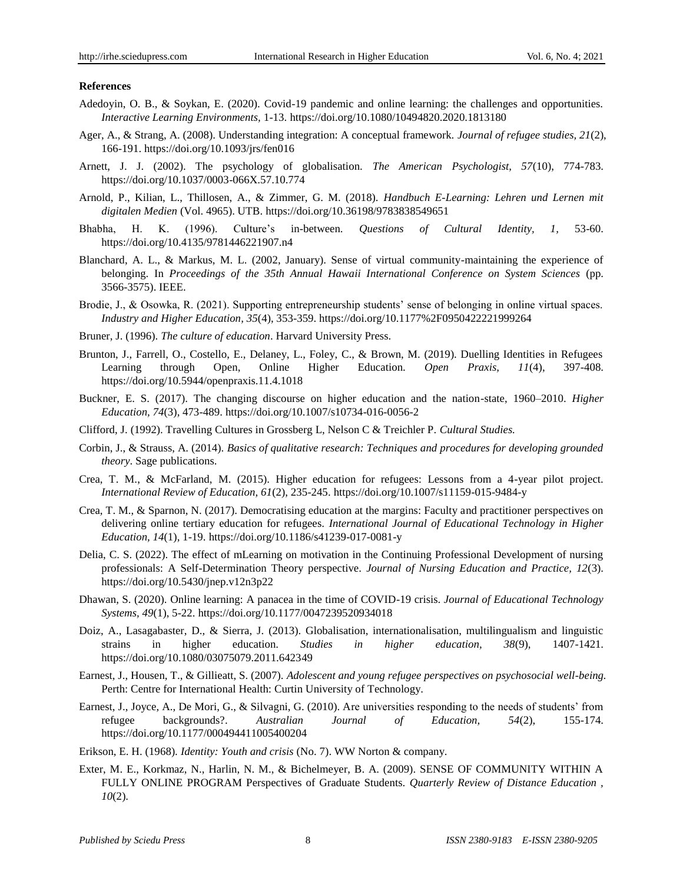**References**

Adedoyin, O. B., & Soykan, E. (2020). Covid-19 pandemic and online learning: the challenges and opportunities. *Interactive Learning Environments,* 1-13. https://doi.org/10.1080/10494820.2020.1813180

Ager, A., & Strang, A. (2008). Understanding integration: A conceptual framework. *Journal of refugee studies, 21*(2), 166-191. https://doi.org/10.1093/jrs/fen016

Arnett, J. J. (2002). The psychology of globalisation. *The American Psychologist, 57*(10), 774-783. https://doi.org/10.1037/0003-066X.57.10.774

Arnold, P., Kilian, L., Thillosen, A., & Zimmer, G. M. (2018). *Handbuch E-Learning: Lehren und Lernen mit digitalen Medien* (Vol. 4965). UTB. https://doi.org/10.36198/9783838549651

Bhabha, H. K. (1996). Culture's in-between. *Questions of Cultural Identity, 1,* 53-60. https://doi.org/10.4135/9781446221907.n4

Blanchard, A. L., & Markus, M. L. (2002, January). Sense of virtual community-maintaining the experience of belonging. In *Proceedings of the 35th Annual Hawaii International Conference on System Sciences* (pp. 3566-3575). IEEE.

Brodie, J., & Osowka, R. (2021). Supporting entrepreneurship students' sense of belonging in online virtual spaces. *Industry and Higher Education, 35*(4), 353-359. https://doi.org/10.1177%2F0950422221999264

Bruner, J. (1996). *The culture of education*. Harvard University Press.

Brunton, J., Farrell, O., Costello, E., Delaney, L., Foley, C., & Brown, M. (2019). Duelling Identities in Refugees Learning through Open, Online Higher Education. *Open Praxis, 11*(4), 397-408. https://doi.org/10.5944/openpraxis.11.4.1018

Buckner, E. S. (2017). The changing discourse on higher education and the nation-state, 1960–2010. *Higher Education, 74*(3), 473-489. https://doi.org/10.1007/s10734-016-0056-2

Clifford, J. (1992). Travelling Cultures in Grossberg L, Nelson C & Treichler P. *Cultural Studies.*

Corbin, J., & Strauss, A. (2014). *Basics of qualitative research: Techniques and procedures for developing grounded theory*. Sage publications.

Crea, T. M., & McFarland, M. (2015). Higher education for refugees: Lessons from a 4-year pilot project. *International Review of Education, 61*(2), 235-245. https://doi.org/10.1007/s11159-015-9484-y

Crea, T. M., & Sparnon, N. (2017). Democratising education at the margins: Faculty and practitioner perspectives on delivering online tertiary education for refugees. *International Journal of Educational Technology in Higher Education, 14*(1), 1-19. https://doi.org/10.1186/s41239-017-0081-y

Delia, C. S. (2022). The effect of mLearning on motivation in the Continuing Professional Development of nursing professionals: A Self-Determination Theory perspective. *Journal of Nursing Education and Practice, 12*(3). https://doi.org/10.5430/jnep.v12n3p22

Dhawan, S. (2020). Online learning: A panacea in the time of COVID-19 crisis. *Journal of Educational Technology Systems, 49*(1), 5-22. https://doi.org/10.1177/0047239520934018

Doiz, A., Lasagabaster, D., & Sierra, J. (2013). Globalisation, internationalisation, multilingualism and linguistic strains in higher education. *Studies in higher education, 38*(9), 1407-1421. https://doi.org/10.1080/03075079.2011.642349

Earnest, J., Housen, T., & Gillieatt, S. (2007). *Adolescent and young refugee perspectives on psychosocial well-being.* Perth: Centre for International Health: Curtin University of Technology.

Earnest, J., Joyce, A., De Mori, G., & Silvagni, G. (2010). Are universities responding to the needs of students' from refugee backgrounds?. *Australian Journal of Education, 54*(2), 155-174. https://doi.org/10.1177/000494411005400204

Erikson, E. H. (1968). *Identity: Youth and crisis* (No. 7). WW Norton & company.

Exter, M. E., Korkmaz, N., Harlin, N. M., & Bichelmeyer, B. A. (2009). SENSE OF COMMUNITY WITHIN A FULLY ONLINE PROGRAM Perspectives of Graduate Students. *Quarterly Review of Distance Education , 10*(2).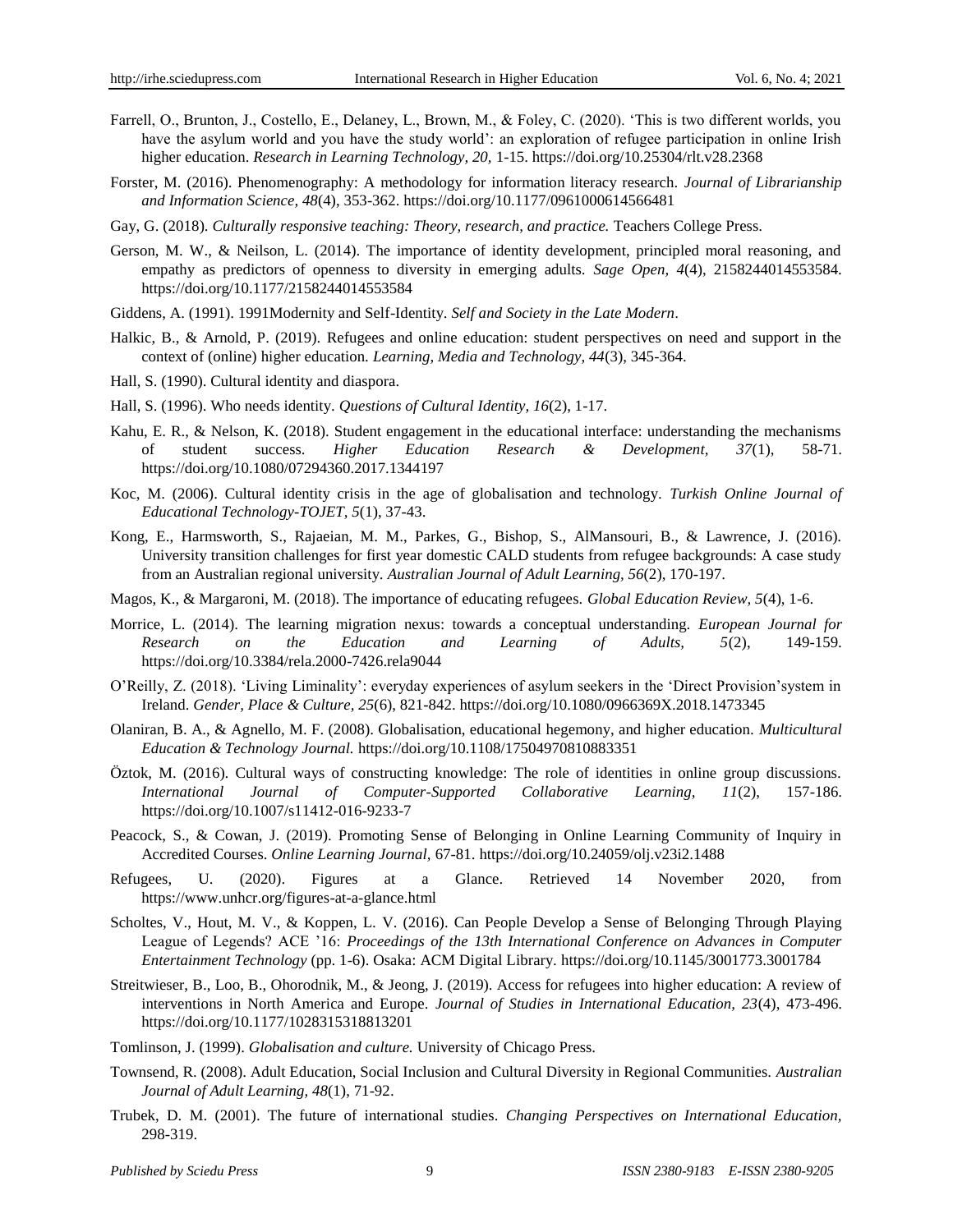Farrell, O., Brunton, J., Costello, E., Delaney, L., Brown, M., & Foley, C. (2020). 'This is two different worlds, you have the asylum world and you have the study world': an exploration of refugee participation in online Irish higher education. *Research in Learning Technology, 20,* 1-15. https://doi.org/10.25304/rlt.v28.2368

Forster, M. (2016). Phenomenography: A methodology for information literacy research. *Journal of Librarianship and Information Science, 48*(4), 353-362. https://doi.org/10.1177/0961000614566481

Gay, G. (2018). *Culturally responsive teaching: Theory, research, and practice.* Teachers College Press.

Gerson, M. W., & Neilson, L. (2014). The importance of identity development, principled moral reasoning, and empathy as predictors of openness to diversity in emerging adults. *Sage Open, 4*(4), 2158244014553584. https://doi.org/10.1177/2158244014553584

Giddens, A. (1991). 1991Modernity and Self-Identity. *Self and Society in the Late Modern*.

Halkic, B., & Arnold, P. (2019). Refugees and online education: student perspectives on need and support in the context of (online) higher education. *Learning, Media and Technology, 44*(3), 345-364.

Hall, S. (1990). Cultural identity and diaspora.

Hall, S. (1996). Who needs identity. *Questions of Cultural Identity, 16*(2), 1-17.

Kahu, E. R., & Nelson, K. (2018). Student engagement in the educational interface: understanding the mechanisms of student success. *Higher Education Research & Development, 37*(1), 58-71. https://doi.org/10.1080/07294360.2017.1344197

Koc, M. (2006). Cultural identity crisis in the age of globalisation and technology. *Turkish Online Journal of Educational Technology-TOJET, 5*(1), 37-43.

Kong, E., Harmsworth, S., Rajaeian, M. M., Parkes, G., Bishop, S., AlMansouri, B., & Lawrence, J. (2016). University transition challenges for first year domestic CALD students from refugee backgrounds: A case study from an Australian regional university. *Australian Journal of Adult Learning, 56*(2), 170-197.

Magos, K., & Margaroni, M. (2018). The importance of educating refugees. *Global Education Review, 5*(4), 1-6.

Morrice, L. (2014). The learning migration nexus: towards a conceptual understanding. *European Journal for Research on the Education and Learning of Adults, 5*(2), 149-159. https://doi.org/10.3384/rela.2000-7426.rela9044

O'Reilly, Z. (2018). 'Living Liminality': everyday experiences of asylum seekers in the 'Direct Provision'system in Ireland. *Gender, Place & Culture, 25*(6), 821-842. https://doi.org/10.1080/0966369X.2018.1473345

Olaniran, B. A., & Agnello, M. F. (2008). Globalisation, educational hegemony, and higher education. *Multicultural Education & Technology Journal.* https://doi.org/10.1108/17504970810883351

Öztok, M. (2016). Cultural ways of constructing knowledge: The role of identities in online group discussions. *International Journal of Computer-Supported Collaborative Learning, 11*(2), 157-186. https://doi.org/10.1007/s11412-016-9233-7

Peacock, S., & Cowan, J. (2019). Promoting Sense of Belonging in Online Learning Community of Inquiry in Accredited Courses. *Online Learning Journal,* 67-81. https://doi.org/10.24059/olj.v23i2.1488

Refugees, U. (2020). Figures at a Glance. Retrieved 14 November 2020, from https://www.unhcr.org/figures-at-a-glance.html

Scholtes, V., Hout, M. V., & Koppen, L. V. (2016). Can People Develop a Sense of Belonging Through Playing League of Legends? ACE '16: *Proceedings of the 13th International Conference on Advances in Computer Entertainment Technology* (pp. 1-6). Osaka: ACM Digital Library. https://doi.org/10.1145/3001773.3001784

Streitwieser, B., Loo, B., Ohorodnik, M., & Jeong, J. (2019). Access for refugees into higher education: A review of interventions in North America and Europe. *Journal of Studies in International Education, 23*(4), 473-496. https://doi.org/10.1177/1028315318813201

Tomlinson, J. (1999). *Globalisation and culture.* University of Chicago Press.

Townsend, R. (2008). Adult Education, Social Inclusion and Cultural Diversity in Regional Communities. *Australian Journal of Adult Learning, 48*(1), 71-92.

Trubek, D. M. (2001). The future of international studies. *Changing Perspectives on International Education,* 298-319.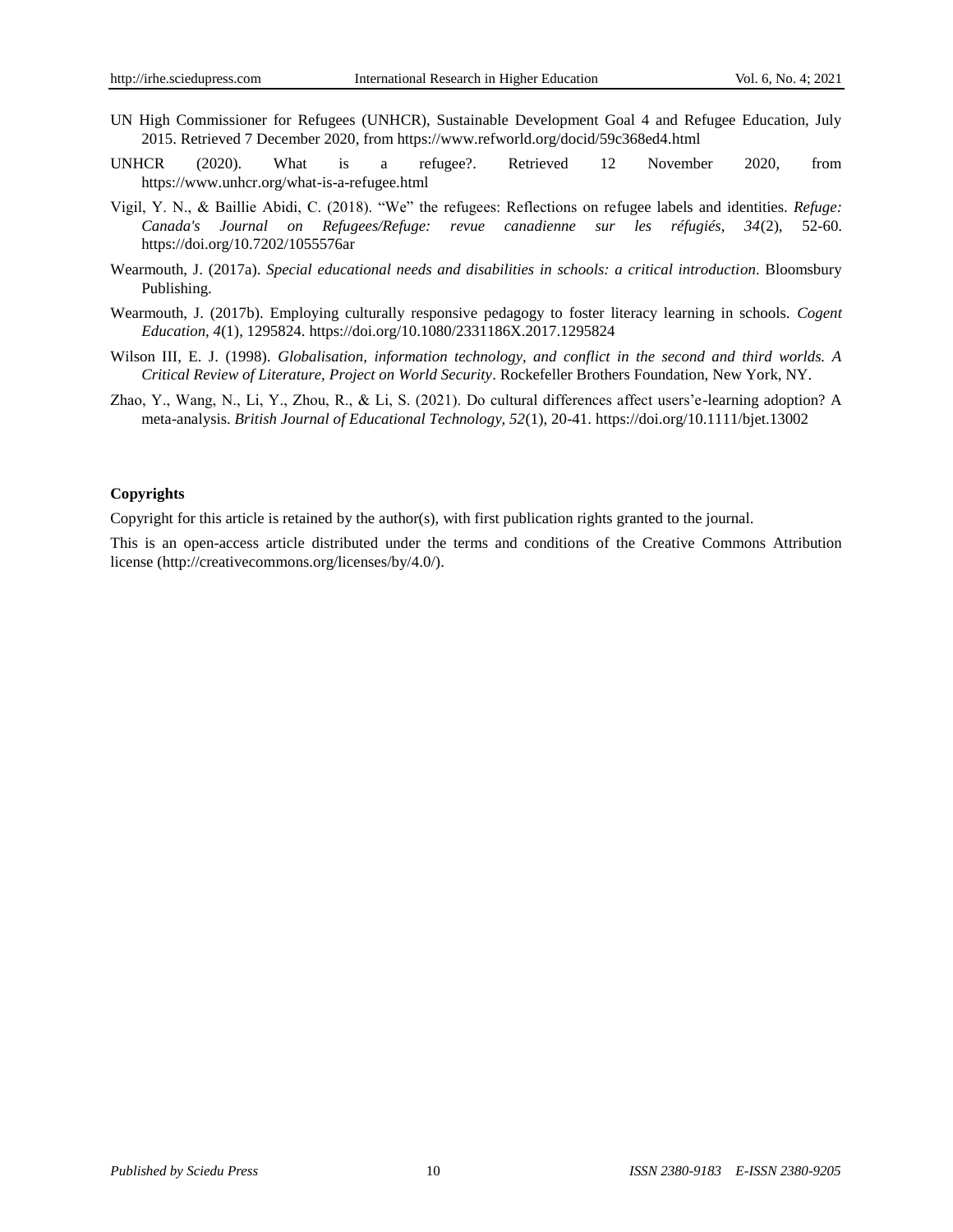UN High Commissioner for Refugees (UNHCR), Sustainable Development Goal 4 and Refugee Education, July 2015. Retrieved 7 December 2020, from https://www.refworld.org/docid/59c368ed4.html

UNHCR (2020). What is a refugee?. Retrieved 12 November 2020, from https://www.unhcr.org/what-is-a-refugee.html

Vigil, Y. N., & Baillie Abidi, C. (2018). "We" the refugees: Reflections on refugee labels and identities. *Refuge: Canada's Journal on Refugees/Refuge: revue canadienne sur les réfugiés, 34*(2), 52-60. https://doi.org/10.7202/1055576ar

Wearmouth, J. (2017a). *Special educational needs and disabilities in schools: a critical introduction*. Bloomsbury Publishing.

Wearmouth, J. (2017b). Employing culturally responsive pedagogy to foster literacy learning in schools. *Cogent Education, 4*(1), 1295824. https://doi.org/10.1080/2331186X.2017.1295824

Wilson III, E. J. (1998). *Globalisation, information technology, and conflict in the second and third worlds. A Critical Review of Literature, Project on World Security*. Rockefeller Brothers Foundation, New York, NY.

Zhao, Y., Wang, N., Li, Y., Zhou, R., & Li, S. (2021). Do cultural differences affect users'e-learning adoption? A meta-analysis. *British Journal of Educational Technology, 52*(1), 20-41. https://doi.org/10.1111/bjet.13002

**Copyrights**

Copyright for this article is retained by the author(s), with first publication rights granted to the journal.

This is an open-access article distributed under the terms and conditions of the Creative Commons Attribution license (http://creativecommons.org/licenses/by/4.0/).